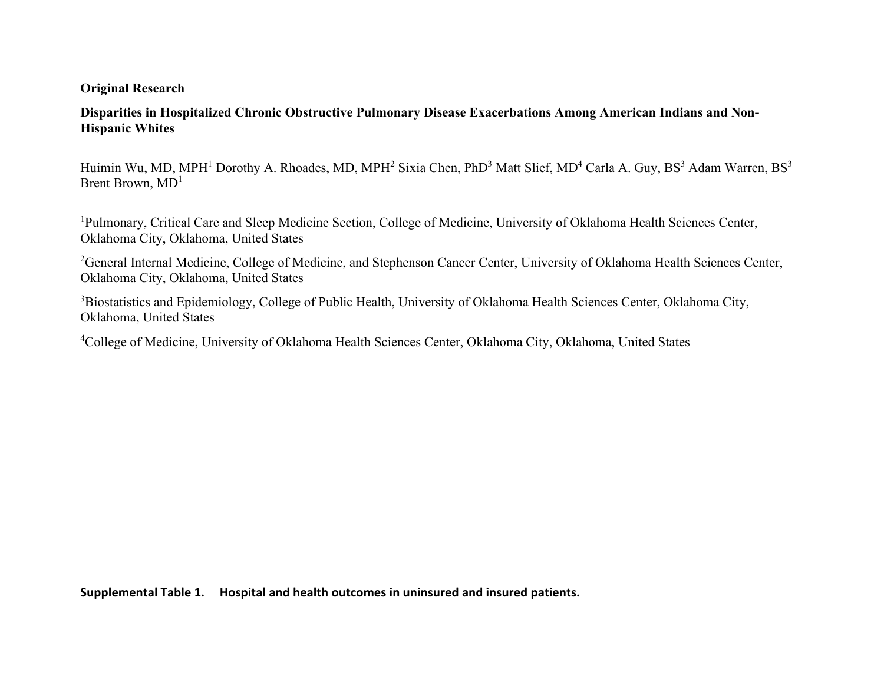**Original Research**

# Disparities in Hospitalized Chronic Obstructive Pulmonary Disease Exacerbations Among American Indians and Non-Hispanic Whites

Huimin Wu, MD, MPH[1] Dorothy A. Rhoades, MD, MPH[2] Sixia Chen, PhD[3] Matt Slief, MD[4] Carla A. Guy, BS[3] Adam Warren, BS[3] Brent Brown, MD[1]

[1]Pulmonary, Critical Care and Sleep Medicine Section, College of Medicine, University of Oklahoma Health Sciences Center, Oklahoma City, Oklahoma, United States

[2]General Internal Medicine, College of Medicine, and Stephenson Cancer Center, University of Oklahoma Health Sciences Center, Oklahoma City, Oklahoma, United States

[3]Biostatistics and Epidemiology, College of Public Health, University of Oklahoma Health Sciences Center, Oklahoma City, Oklahoma, United States

[4]College of Medicine, University of Oklahoma Health Sciences Center, Oklahoma City, Oklahoma, United States

**Supplemental Table 1. Hospital and health outcomes in uninsured and insured patients.**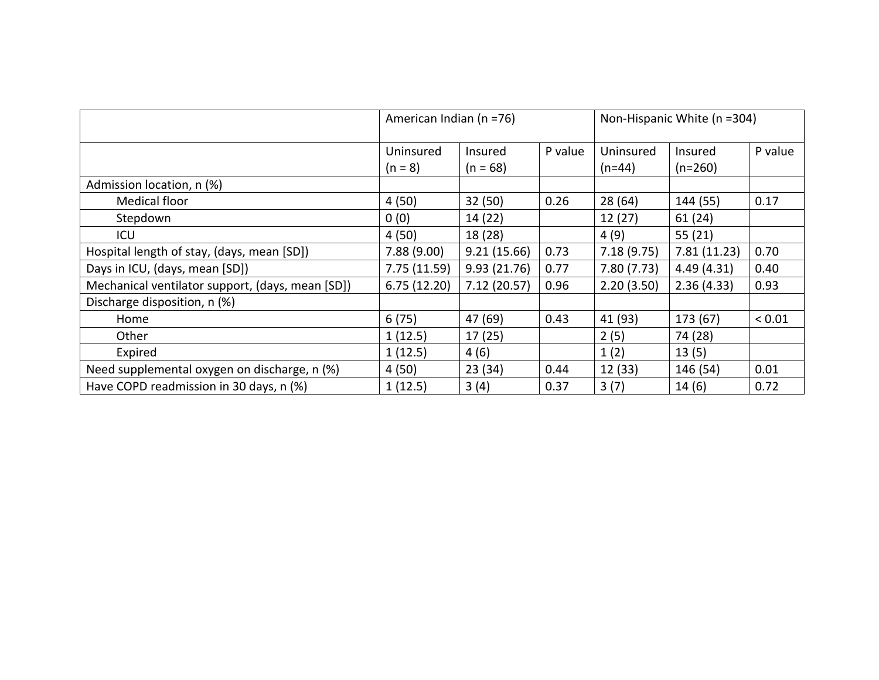| | American Indian (n =76) | | | Non-Hispanic White (n =304) | | |
|---|---|---|---|---|---|---|
| | Uninsured (n = 8) | Insured (n = 68) | P value | Uninsured (n=44) | Insured (n=260) | P value |
| Admission location, n (%) | | | | | | |
| Medical floor | 4 (50) | 32 (50) | 0.26 | 28 (64) | 144 (55) | 0.17 |
| Stepdown | 0 (0) | 14 (22) | | 12 (27) | 61 (24) | |
| ICU | 4 (50) | 18 (28) | | 4 (9) | 55 (21) | |
| Hospital length of stay, (days, mean [SD]) | 7.88 (9.00) | 9.21 (15.66) | 0.73 | 7.18 (9.75) | 7.81 (11.23) | 0.70 |
| Days in ICU, (days, mean [SD]) | 7.75 (11.59) | 9.93 (21.76) | 0.77 | 7.80 (7.73) | 4.49 (4.31) | 0.40 |
| Mechanical ventilator support, (days, mean [SD]) | 6.75 (12.20) | 7.12 (20.57) | 0.96 | 2.20 (3.50) | 2.36 (4.33) | 0.93 |
| Discharge disposition, n (%) | | | | | | |
| Home | 6 (75) | 47 (69) | 0.43 | 41 (93) | 173 (67) | < 0.01 |
| Other | 1 (12.5) | 17 (25) | | 2 (5) | 74 (28) | |
| Expired | 1 (12.5) | 4 (6) | | 1 (2) | 13 (5) | |
| Need supplemental oxygen on discharge, n (%) | 4 (50) | 23 (34) | 0.44 | 12 (33) | 146 (54) | 0.01 |
| Have COPD readmission in 30 days, n (%) | 1 (12.5) | 3 (4) | 0.37 | 3 (7) | 14 (6) | 0.72 |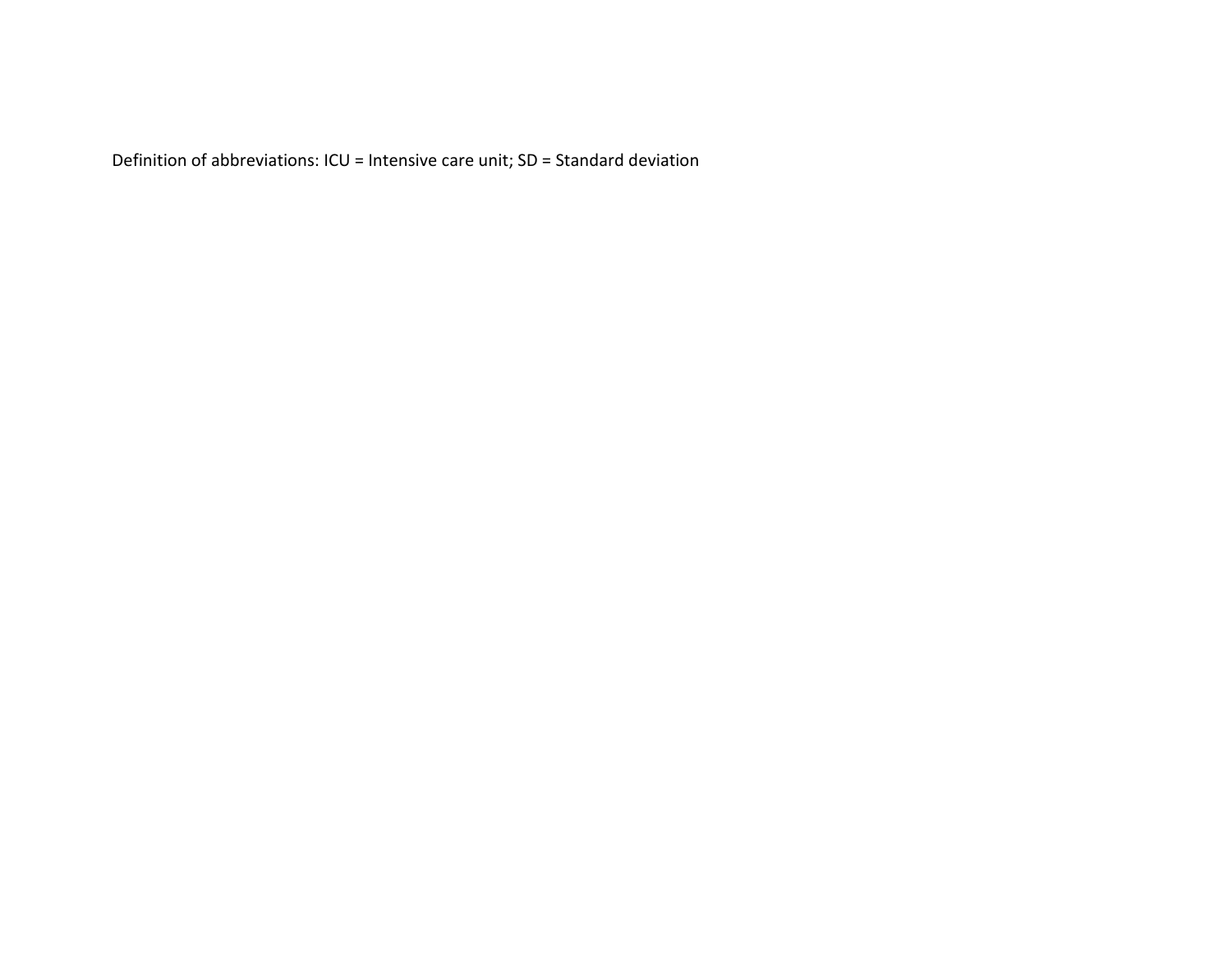Definition of abbreviations: ICU = Intensive care unit; SD = Standard deviation